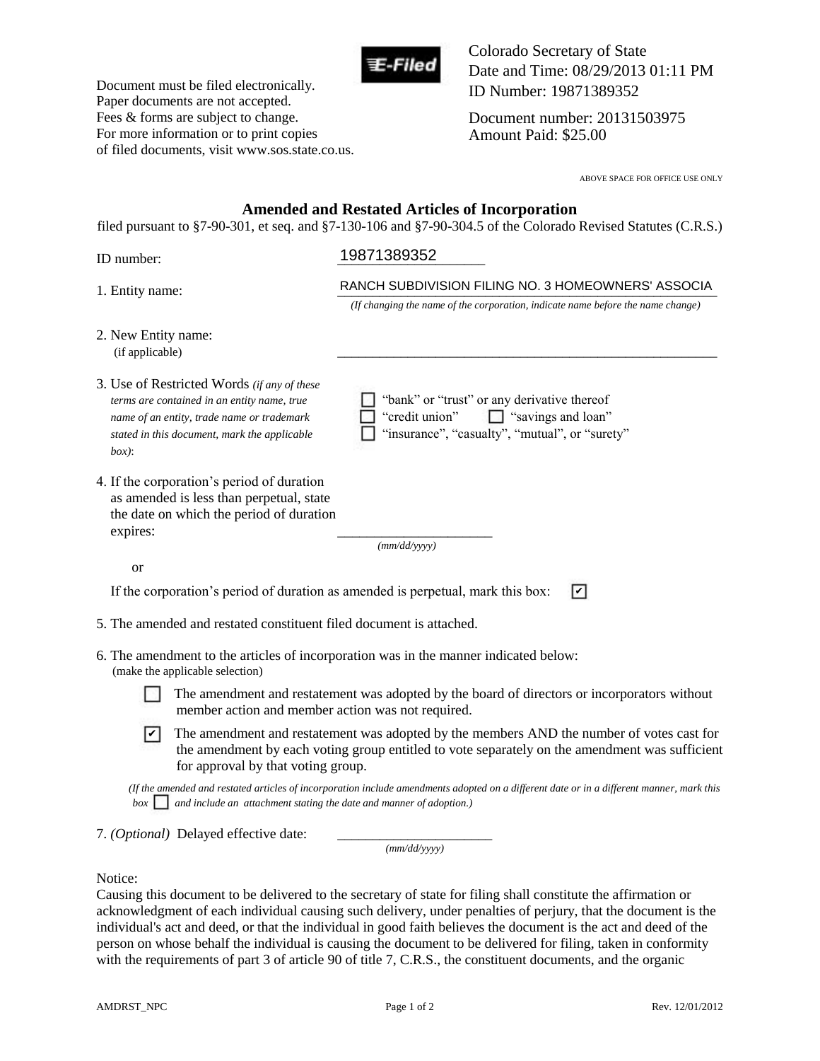Document must be filed electronically.
Paper documents are not accepted.
Fees & forms are subject to change.
For more information or to print copies
of filed documents, visit www.sos.state.co.us.

E-Filed

Colorado Secretary of State
Date and Time: 08/29/2013 01:11 PM
ID Number: 19871389352

Document number: 20131503975
Amount Paid: $25.00

ABOVE SPACE FOR OFFICE USE ONLY

## Amended and Restated Articles of Incorporation

filed pursuant to §7-90-301, et seq. and §7-130-106 and §7-90-304.5 of the Colorado Revised Statutes (C.R.S.)

ID number: 19871389352

1. Entity name: RANCH SUBDIVISION FILING NO. 3 HOMEOWNERS' ASSOCIA
   *(If changing the name of the corporation, indicate name before the name change)*

2. New Entity name: (if applicable) ______________________________

3. Use of Restricted Words *(if any of these terms are contained in an entity name, true name of an entity, trade name or trademark stated in this document, mark the applicable box)*:
   - ☐ "bank" or "trust" or any derivative thereof
   - ☐ "credit union" ☐ "savings and loan"
   - ☐ "insurance", "casualty", "mutual", or "surety"

4. If the corporation's period of duration as amended is less than perpetual, state the date on which the period of duration expires: ______________________ *(mm/dd/yyyy)*

   or

   If the corporation's period of duration as amended is perpetual, mark this box: ☑

5. The amended and restated constituent filed document is attached.

6. The amendment to the articles of incorporation was in the manner indicated below:
   (make the applicable selection)
   - ☐ The amendment and restatement was adopted by the board of directors or incorporators without member action and member action was not required.
   - ☑ The amendment and restatement was adopted by the members AND the number of votes cast for the amendment by each voting group entitled to vote separately on the amendment was sufficient for approval by that voting group.

   *(If the amended and restated articles of incorporation include amendments adopted on a different date or in a different manner, mark this box* ☐ *and include an attachment stating the date and manner of adoption.)*

7. *(Optional)* Delayed effective date: ______________________ *(mm/dd/yyyy)*

Notice:
Causing this document to be delivered to the secretary of state for filing shall constitute the affirmation or acknowledgment of each individual causing such delivery, under penalties of perjury, that the document is the individual's act and deed, or that the individual in good faith believes the document is the act and deed of the person on whose behalf the individual is causing the document to be delivered for filing, taken in conformity with the requirements of part 3 of article 90 of title 7, C.R.S., the constituent documents, and the organic

AMDRST_NPC Rev. 12/01/2012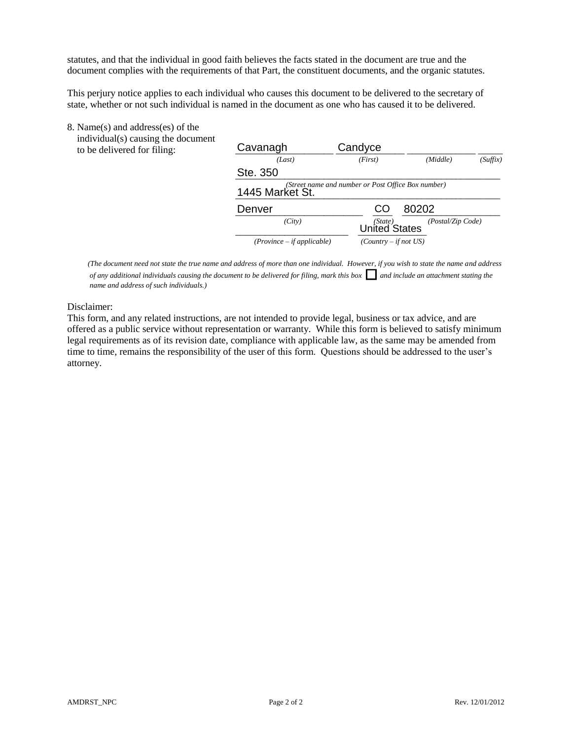statutes, and that the individual in good faith believes the facts stated in the document are true and the document complies with the requirements of that Part, the constituent documents, and the organic statutes.

This perjury notice applies to each individual who causes this document to be delivered to the secretary of state, whether or not such individual is named in the document as one who has caused it to be delivered.

8. Name(s) and address(es) of the individual(s) causing the document to be delivered for filing:

| Cavanagh | Candyce | | |
|---|---|---|---|
| *(Last)* | *(First)* | *(Middle)* | *(Suffix)* |

Ste. 350

1445 Market St.

*(Street name and number or Post Office Box number)*

| Denver | CO | 80202 |
|---|---|---|
| *(City)* | *(State)* | *(Postal/Zip Code)* |

| | United States |
|---|---|
| *(Province – if applicable)* | *(Country – if not US)* |

*(The document need not state the true name and address of more than one individual. However, if you wish to state the name and address of any additional individuals causing the document to be delivered for filing, mark this box ☐ and include an attachment stating the name and address of such individuals.)*

Disclaimer:
This form, and any related instructions, are not intended to provide legal, business or tax advice, and are offered as a public service without representation or warranty. While this form is believed to satisfy minimum legal requirements as of its revision date, compliance with applicable law, as the same may be amended from time to time, remains the responsibility of the user of this form. Questions should be addressed to the user's attorney.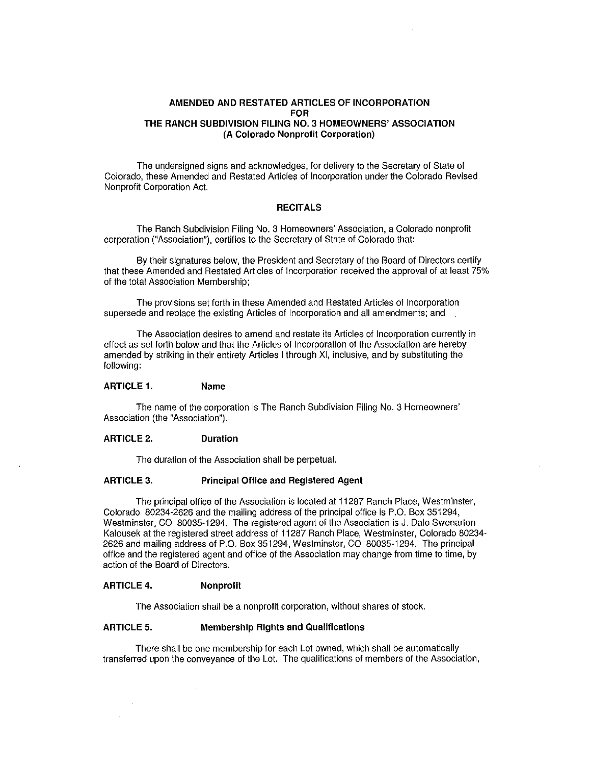**AMENDED AND RESTATED ARTICLES OF INCORPORATION**
**FOR**
**THE RANCH SUBDIVISION FILING NO. 3 HOMEOWNERS' ASSOCIATION**
**(A Colorado Nonprofit Corporation)**

The undersigned signs and acknowledges, for delivery to the Secretary of State of Colorado, these Amended and Restated Articles of Incorporation under the Colorado Revised Nonprofit Corporation Act.

## RECITALS

The Ranch Subdivision Filing No. 3 Homeowners' Association, a Colorado nonprofit corporation ("Association"), certifies to the Secretary of State of Colorado that:

By their signatures below, the President and Secretary of the Board of Directors certify that these Amended and Restated Articles of Incorporation received the approval of at least 75% of the total Association Membership;

The provisions set forth in these Amended and Restated Articles of Incorporation supersede and replace the existing Articles of Incorporation and all amendments; and

The Association desires to amend and restate its Articles of Incorporation currently in effect as set forth below and that the Articles of Incorporation of the Association are hereby amended by striking in their entirety Articles I through XI, inclusive, and by substituting the following:

**ARTICLE 1. Name**

The name of the corporation is The Ranch Subdivision Filing No. 3 Homeowners' Association (the "Association").

**ARTICLE 2. Duration**

The duration of the Association shall be perpetual.

**ARTICLE 3. Principal Office and Registered Agent**

The principal office of the Association is located at 11287 Ranch Place, Westminster, Colorado 80234-2626 and the mailing address of the principal office is P.O. Box 351294, Westminster, CO 80035-1294. The registered agent of the Association is J. Dale Swenarton Kalousek at the registered street address of 11287 Ranch Place, Westminster, Colorado 80234-2626 and mailing address of P.O. Box 351294, Westminster, CO 80035-1294. The principal office and the registered agent and office of the Association may change from time to time, by action of the Board of Directors.

**ARTICLE 4. Nonprofit**

The Association shall be a nonprofit corporation, without shares of stock.

**ARTICLE 5. Membership Rights and Qualifications**

There shall be one membership for each Lot owned, which shall be automatically transferred upon the conveyance of the Lot. The qualifications of members of the Association,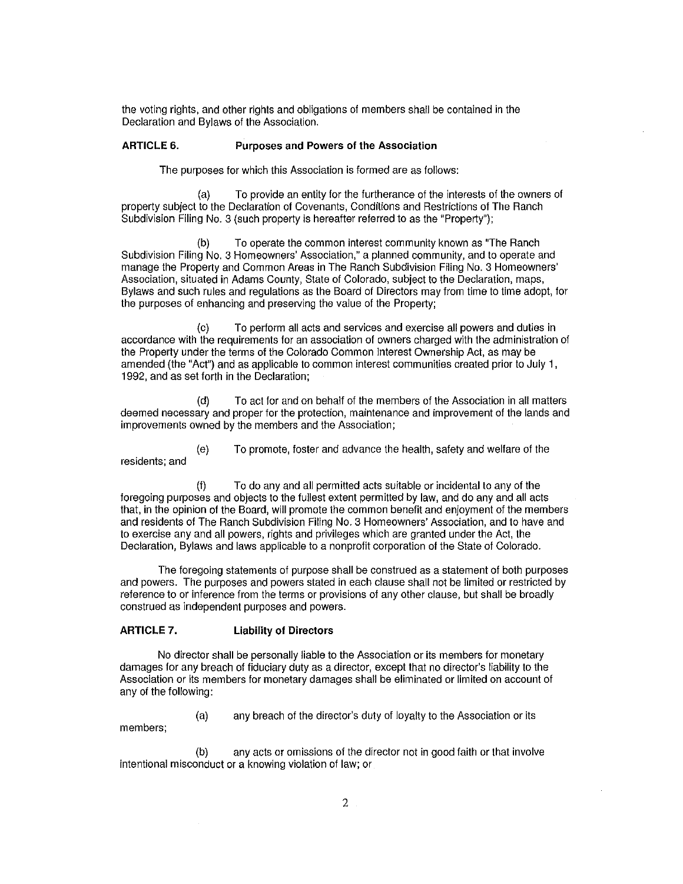the voting rights, and other rights and obligations of members shall be contained in the Declaration and Bylaws of the Association.

**ARTICLE 6. Purposes and Powers of the Association**

The purposes for which this Association is formed are as follows:

(a) To provide an entity for the furtherance of the interests of the owners of property subject to the Declaration of Covenants, Conditions and Restrictions of The Ranch Subdivision Filing No. 3 (such property is hereafter referred to as the "Property");

(b) To operate the common interest community known as "The Ranch Subdivision Filing No. 3 Homeowners' Association," a planned community, and to operate and manage the Property and Common Areas in The Ranch Subdivision Filing No. 3 Homeowners' Association, situated in Adams County, State of Colorado, subject to the Declaration, maps, Bylaws and such rules and regulations as the Board of Directors may from time to time adopt, for the purposes of enhancing and preserving the value of the Property;

(c) To perform all acts and services and exercise all powers and duties in accordance with the requirements for an association of owners charged with the administration of the Property under the terms of the Colorado Common Interest Ownership Act, as may be amended (the "Act") and as applicable to common interest communities created prior to July 1, 1992, and as set forth in the Declaration;

(d) To act for and on behalf of the members of the Association in all matters deemed necessary and proper for the protection, maintenance and improvement of the lands and improvements owned by the members and the Association;

(e) To promote, foster and advance the health, safety and welfare of the residents; and

(f) To do any and all permitted acts suitable or incidental to any of the foregoing purposes and objects to the fullest extent permitted by law, and do any and all acts that, in the opinion of the Board, will promote the common benefit and enjoyment of the members and residents of The Ranch Subdivision Filing No. 3 Homeowners' Association, and to have and to exercise any and all powers, rights and privileges which are granted under the Act, the Declaration, Bylaws and laws applicable to a nonprofit corporation of the State of Colorado.

The foregoing statements of purpose shall be construed as a statement of both purposes and powers. The purposes and powers stated in each clause shall not be limited or restricted by reference to or inference from the terms or provisions of any other clause, but shall be broadly construed as independent purposes and powers.

**ARTICLE 7. Liability of Directors**

No director shall be personally liable to the Association or its members for monetary damages for any breach of fiduciary duty as a director, except that no director's liability to the Association or its members for monetary damages shall be eliminated or limited on account of any of the following:

(a) any breach of the director's duty of loyalty to the Association or its members;

(b) any acts or omissions of the director not in good faith or that involve intentional misconduct or a knowing violation of law; or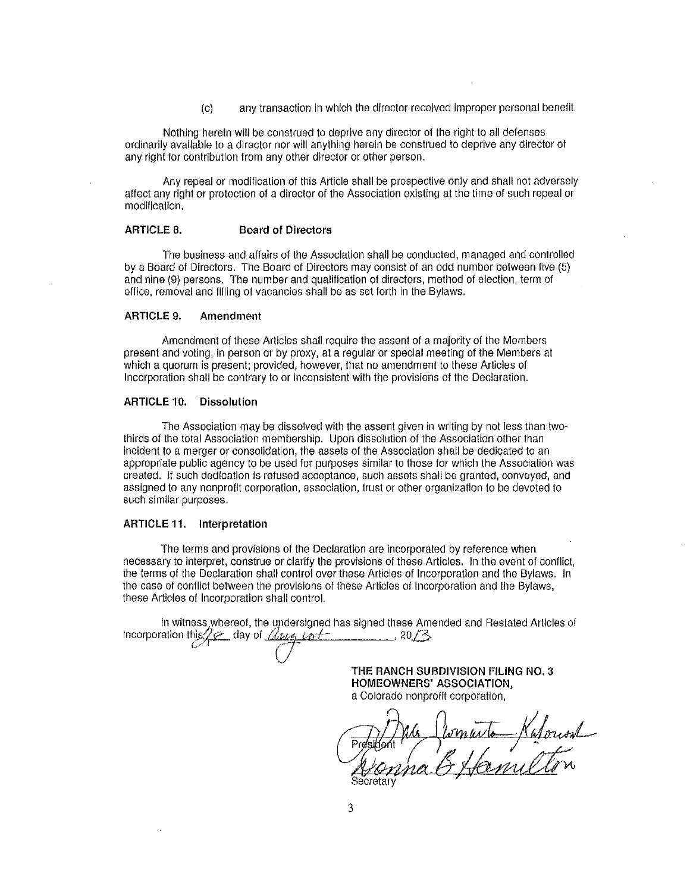(c) any transaction in which the director received improper personal benefit.

Nothing herein will be construed to deprive any director of the right to all defenses ordinarily available to a director nor will anything herein be construed to deprive any director of any right for contribution from any other director or other person.

Any repeal or modification of this Article shall be prospective only and shall not adversely affect any right or protection of a director of the Association existing at the time of such repeal or modification.

**ARTICLE 8. Board of Directors**

The business and affairs of the Association shall be conducted, managed and controlled by a Board of Directors. The Board of Directors may consist of an odd number between five (5) and nine (9) persons. The number and qualification of directors, method of election, term of office, removal and filling of vacancies shall be as set forth in the Bylaws.

**ARTICLE 9. Amendment**

Amendment of these Articles shall require the assent of a majority of the Members present and voting, in person or by proxy, at a regular or special meeting of the Members at which a quorum is present; provided, however, that no amendment to these Articles of Incorporation shall be contrary to or inconsistent with the provisions of the Declaration.

**ARTICLE 10. Dissolution**

The Association may be dissolved with the assent given in writing by not less than two-thirds of the total Association membership. Upon dissolution of the Association other than incident to a merger or consolidation, the assets of the Association shall be dedicated to an appropriate public agency to be used for purposes similar to those for which the Association was created. If such dedication is refused acceptance, such assets shall be granted, conveyed, and assigned to any nonprofit corporation, association, trust or other organization to be devoted to such similar purposes.

**ARTICLE 11. Interpretation**

The terms and provisions of the Declaration are incorporated by reference when necessary to interpret, construe or clarify the provisions of these Articles. In the event of conflict, the terms of the Declaration shall control over these Articles of Incorporation and the Bylaws. In the case of conflict between the provisions of these Articles of Incorporation and the Bylaws, these Articles of Incorporation shall control.

In witness whereof, the undersigned has signed these Amended and Restated Articles of Incorporation this 28 day of August, 2013.

**THE RANCH SUBDIVISION FILING NO. 3 HOMEOWNERS' ASSOCIATION,**
a Colorado nonprofit corporation,

President

Secretary